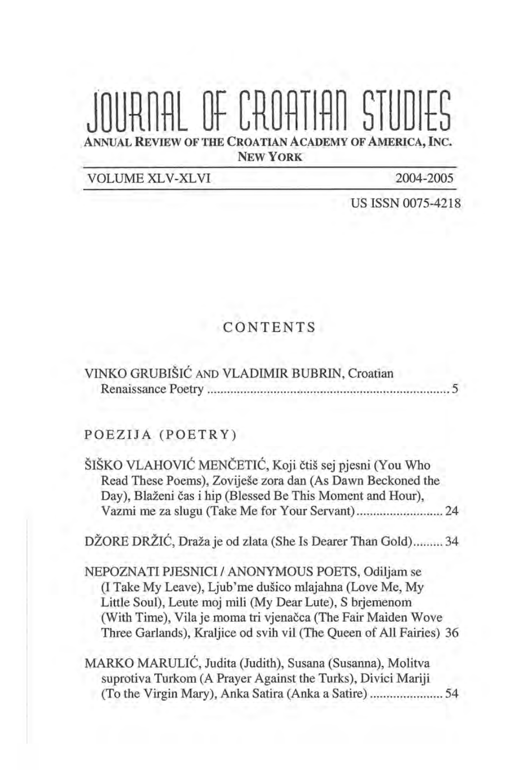# JOURNAL OF CROATIAN STUDIES

ANNUAL REVIEW OF THE CROATIAN ACADEMY OF AMERICA, INC.
NEW YORK

VOLUME XLV-XLVI — 2004-2005

US ISSN 0075-4218

## CONTENTS

VINKO GRUBIŠIĆ AND VLADIMIR BUBRIN, Croatian Renaissance Poetry .......... 5

### POEZIJA (POETRY)

ŠIŠKO VLAHOVIĆ MENČETIĆ, Koji čtiš sej pjesni (You Who Read These Poems), Zovieše zora dan (As Dawn Beckoned the Day), Blaženi čas i hip (Blessed Be This Moment and Hour), Vazmi me za slugu (Take Me for Your Servant) .......... 24

DŽORE DRŽIĆ, Draža je od zlata (She Is Dearer Than Gold) .......... 34

NEPOZNATI PJESNICI / ANONYMOUS POETS, Odiljam se (I Take My Leave), Ljub'me dušico mlajahna (Love Me, My Little Soul), Leute moj mili (My Dear Lute), S brjemenom (With Time), Vila je moma tri vjenačca (The Fair Maiden Wove Three Garlands), Kraljice od svih vil (The Queen of All Fairies) 36

MARKO MARULIĆ, Judita (Judith), Susana (Susanna), Molitva suprotiva Turkom (A Prayer Against the Turks), Divici Mariji (To the Virgin Mary), Anka Satira (Anka a Satire) .......... 54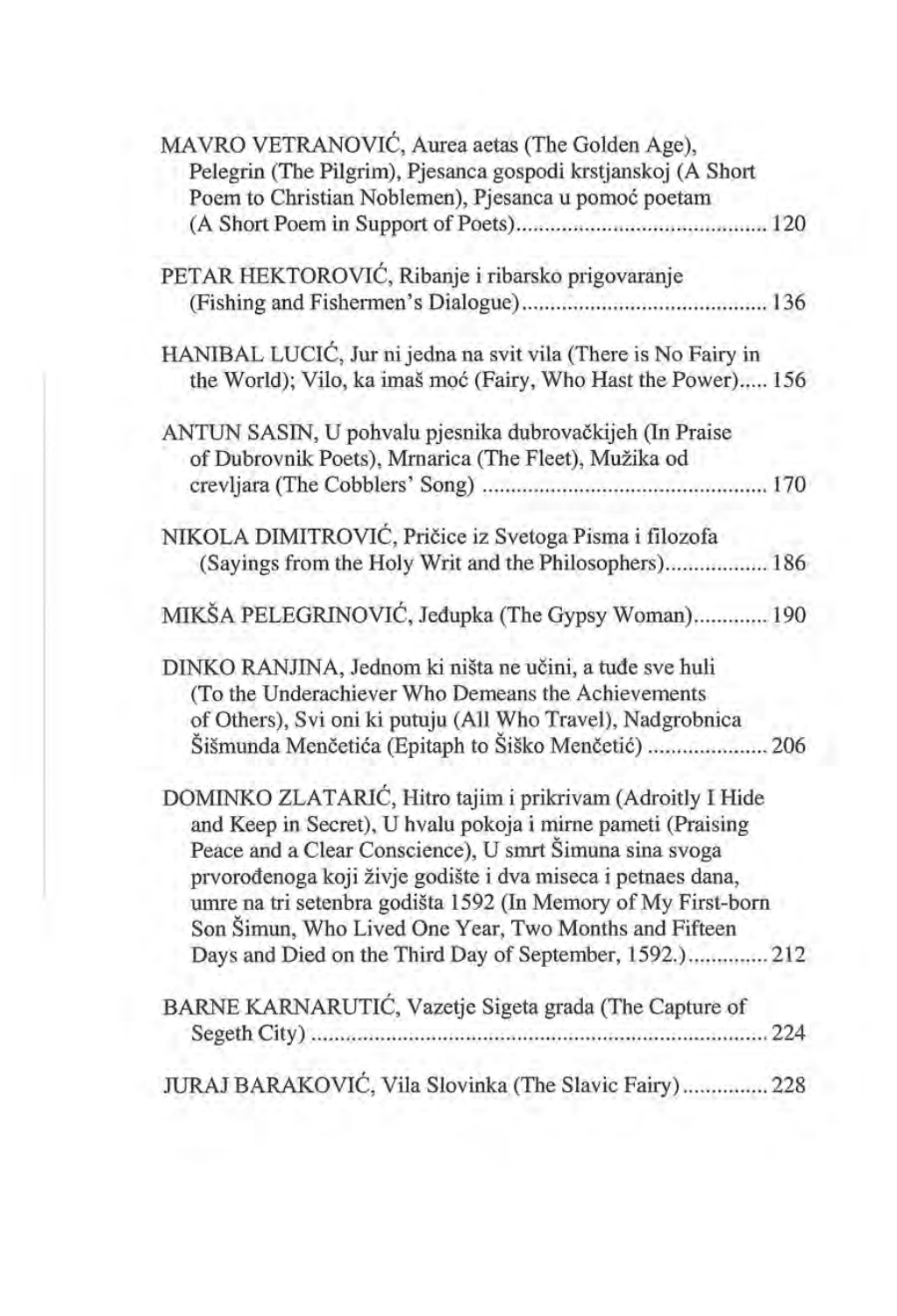MAVRO VETRANOVIĆ, Aurea aetas (The Golden Age), Pelegrin (The Pilgrim), Pjesanca gospodi krstjanskoj (A Short Poem to Christian Noblemen), Pjesanca u pomoć poetam (A Short Poem in Support of Poets)........................................... 120

PETAR HEKTOROVIĆ, Ribanje i ribarsko prigovaranje (Fishing and Fishermen's Dialogue)........................................... 136

HANIBAL LUCIĆ, Jur ni jedna na svit vila (There is No Fairy in the World); Vilo, ka imaš moć (Fairy, Who Hast the Power)..... 156

ANTUN SASIN, U pohvalu pjesnika dubrovačkijeh (In Praise of Dubrovnik Poets), Mrnarica (The Fleet), Mužika od crevljara (The Cobblers' Song) ................................................. 170

NIKOLA DIMITROVIĆ, Pričice iz Svetoga Pisma i filozofa (Sayings from the Holy Writ and the Philosophers).................. 186

MIKŠA PELEGRINOVIĆ, Jeđupka (The Gypsy Woman)............. 190

DINKO RANJINA, Jednom ki ništa ne učini, a tuđe sve huli (To the Underachiever Who Demeans the Achievements of Others), Svi oni ki putuju (All Who Travel), Nadgrobnica Šišmunda Menčetića (Epitaph to Šiško Menčetić) ..................... 206

DOMINKO ZLATARIĆ, Hitro tajim i prikrivam (Adroitly I Hide and Keep in Secret), U hvalu pokoja i mirne pameti (Praising Peace and a Clear Conscience), U smrt Šimuna sina svoga prvorođenoga koji živje godište i dva miseca i petnaes dana, umre na tri setenbra godišta 1592 (In Memory of My First-born Son Šimun, Who Lived One Year, Two Months and Fifteen Days and Died on the Third Day of September, 1592.)............. 212

BARNE KARNARUTIĆ, Vazetje Sigeta grada (The Capture of Segeth City) ................................................................................ 224

JURAJ BARAKOVIĆ, Vila Slovinka (The Slavic Fairy) ............... 228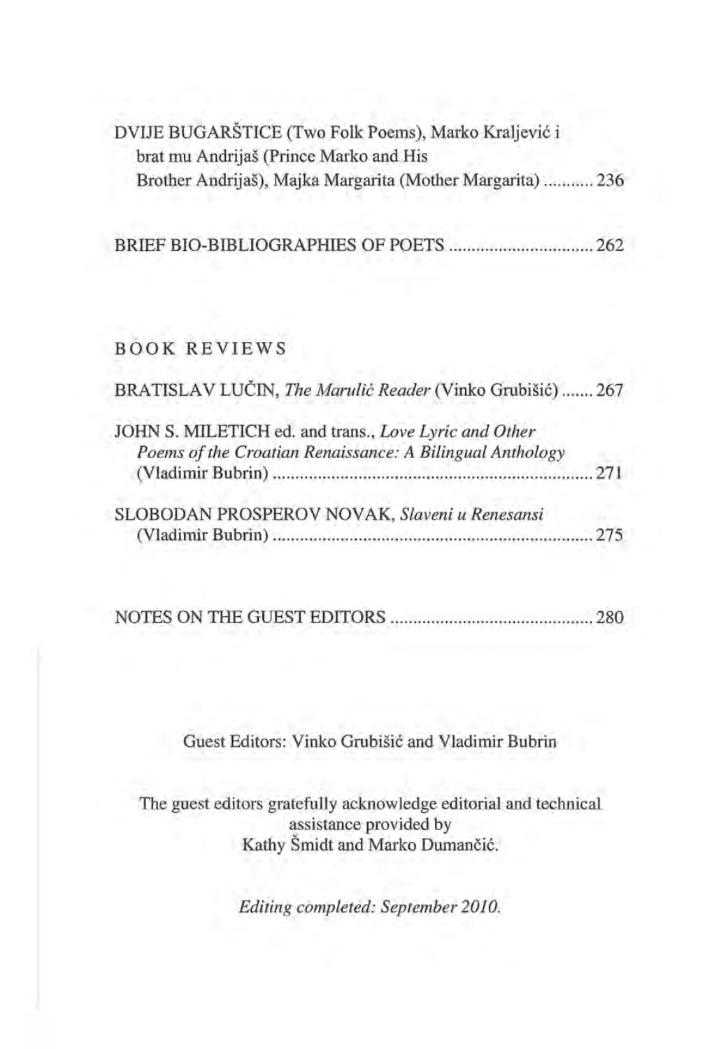DVIJE BUGARŠTICE (Two Folk Poems), Marko Kraljević i brat mu Andrijaš (Prince Marko and His Brother Andrijaš), Majka Margarita (Mother Margarita) ........... 236

BRIEF BIO-BIBLIOGRAPHIES OF POETS ................................ 262

## BOOK REVIEWS

BRATISLAV LUČIN, *The Marulić Reader* (Vinko Grubišić) ....... 267

JOHN S. MILETICH ed. and trans., *Love Lyric and Other Poems of the Croatian Renaissance: A Bilingual Anthology* (Vladimir Bubrin) ....................................................................... 271

SLOBODAN PROSPEROV NOVAK, *Slaveni u Renesansi* (Vladimir Bubrin) ....................................................................... 275

NOTES ON THE GUEST EDITORS ............................................ 280

Guest Editors: Vinko Grubišić and Vladimir Bubrin

The guest editors gratefully acknowledge editorial and technical assistance provided by Kathy Šmidt and Marko Dumančić.

*Editing completed: September 2010.*